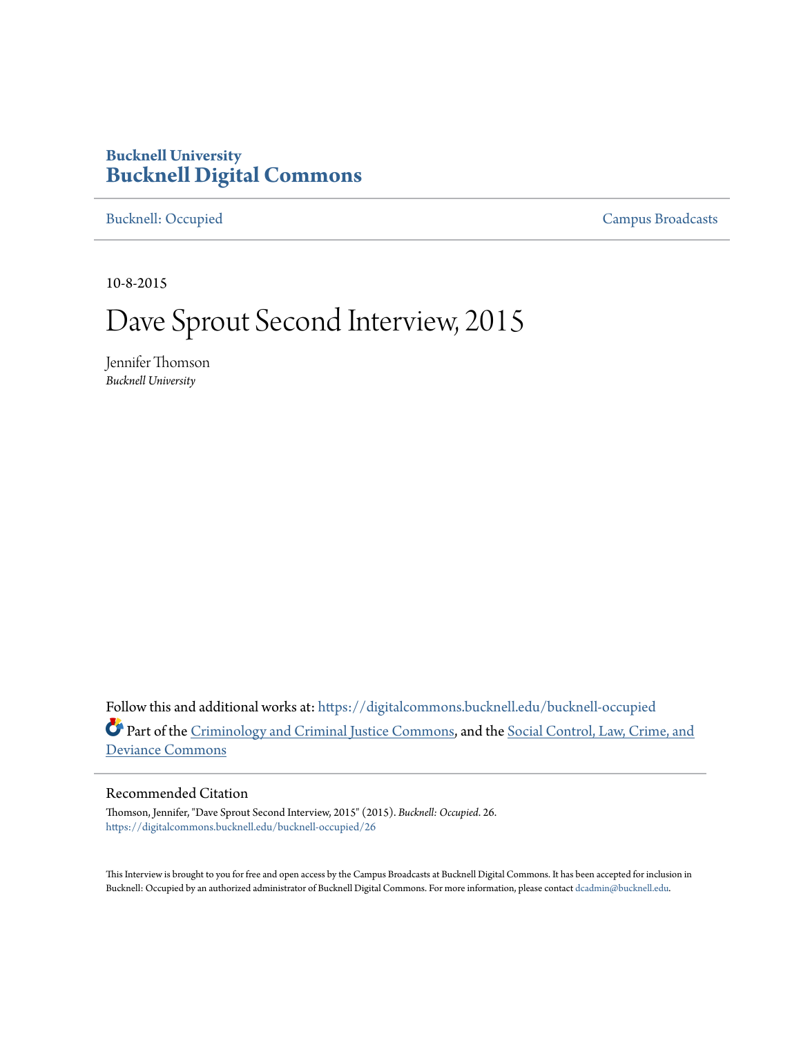# Bucknell University
# Bucknell Digital Commons

Bucknell: Occupied | Campus Broadcasts

10-8-2015

# Dave Sprout Second Interview, 2015

Jennifer Thomson
*Bucknell University*

Follow this and additional works at: https://digitalcommons.bucknell.edu/bucknell-occupied

Part of the Criminology and Criminal Justice Commons, and the Social Control, Law, Crime, and Deviance Commons

## Recommended Citation

Thomson, Jennifer, "Dave Sprout Second Interview, 2015" (2015). *Bucknell: Occupied*. 26.
https://digitalcommons.bucknell.edu/bucknell-occupied/26

This Interview is brought to you for free and open access by the Campus Broadcasts at Bucknell Digital Commons. It has been accepted for inclusion in Bucknell: Occupied by an authorized administrator of Bucknell Digital Commons. For more information, please contact dcadmin@bucknell.edu.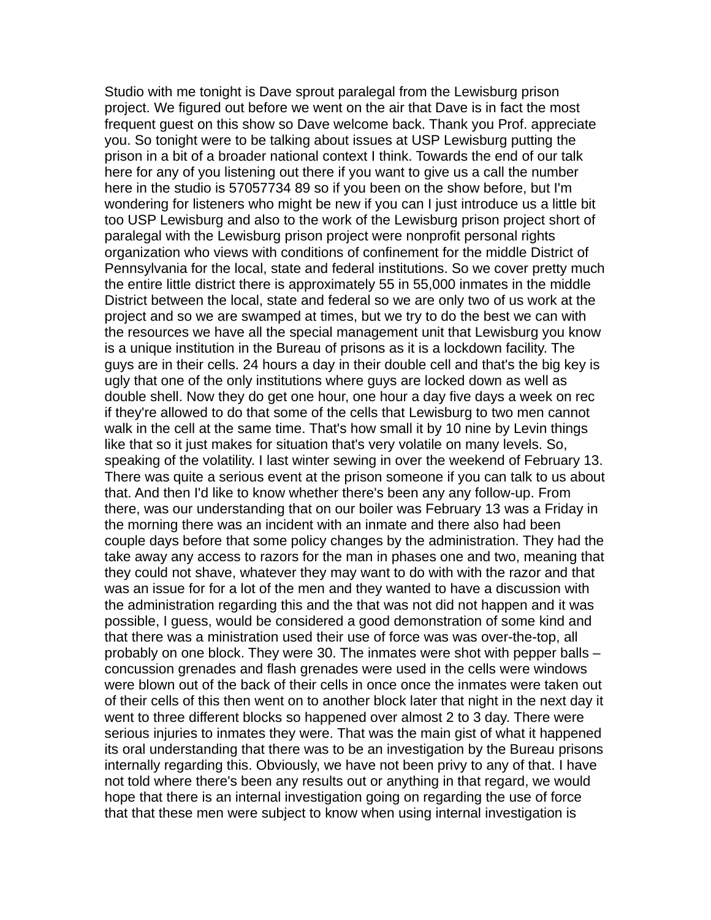Studio with me tonight is Dave sprout paralegal from the Lewisburg prison project. We figured out before we went on the air that Dave is in fact the most frequent guest on this show so Dave welcome back. Thank you Prof. appreciate you. So tonight were to be talking about issues at USP Lewisburg putting the prison in a bit of a broader national context I think. Towards the end of our talk here for any of you listening out there if you want to give us a call the number here in the studio is 57057734 89 so if you been on the show before, but I'm wondering for listeners who might be new if you can I just introduce us a little bit too USP Lewisburg and also to the work of the Lewisburg prison project short of paralegal with the Lewisburg prison project were nonprofit personal rights organization who views with conditions of confinement for the middle District of Pennsylvania for the local, state and federal institutions. So we cover pretty much the entire little district there is approximately 55 in 55,000 inmates in the middle District between the local, state and federal so we are only two of us work at the project and so we are swamped at times, but we try to do the best we can with the resources we have all the special management unit that Lewisburg you know is a unique institution in the Bureau of prisons as it is a lockdown facility. The guys are in their cells. 24 hours a day in their double cell and that's the big key is ugly that one of the only institutions where guys are locked down as well as double shell. Now they do get one hour, one hour a day five days a week on rec if they're allowed to do that some of the cells that Lewisburg to two men cannot walk in the cell at the same time. That's how small it by 10 nine by Levin things like that so it just makes for situation that's very volatile on many levels. So, speaking of the volatility. I last winter sewing in over the weekend of February 13. There was quite a serious event at the prison someone if you can talk to us about that. And then I'd like to know whether there's been any any follow-up. From there, was our understanding that on our boiler was February 13 was a Friday in the morning there was an incident with an inmate and there also had been couple days before that some policy changes by the administration. They had the take away any access to razors for the man in phases one and two, meaning that they could not shave, whatever they may want to do with with the razor and that was an issue for for a lot of the men and they wanted to have a discussion with the administration regarding this and the that was not did not happen and it was possible, I guess, would be considered a good demonstration of some kind and that there was a ministration used their use of force was was over-the-top, all probably on one block. They were 30. The inmates were shot with pepper balls – concussion grenades and flash grenades were used in the cells were windows were blown out of the back of their cells in once once the inmates were taken out of their cells of this then went on to another block later that night in the next day it went to three different blocks so happened over almost 2 to 3 day. There were serious injuries to inmates they were. That was the main gist of what it happened its oral understanding that there was to be an investigation by the Bureau prisons internally regarding this. Obviously, we have not been privy to any of that. I have not told where there's been any results out or anything in that regard, we would hope that there is an internal investigation going on regarding the use of force that that these men were subject to know when using internal investigation is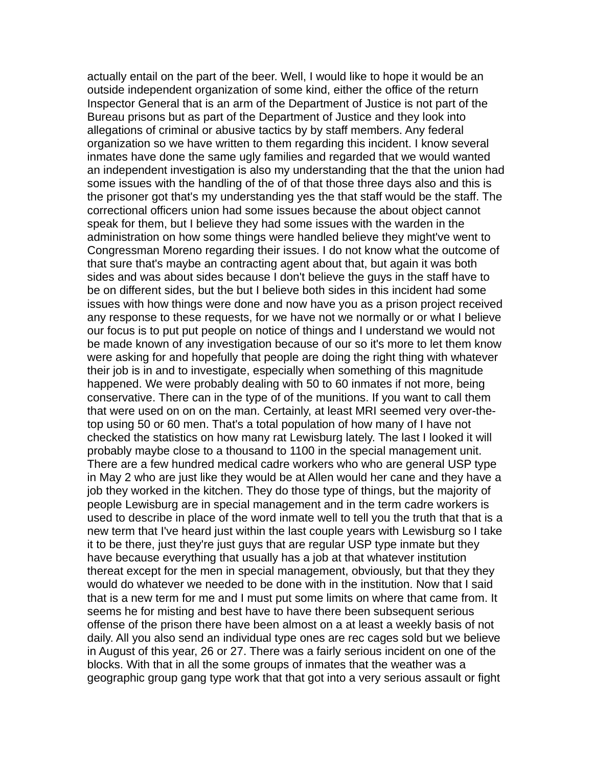actually entail on the part of the beer. Well, I would like to hope it would be an outside independent organization of some kind, either the office of the return Inspector General that is an arm of the Department of Justice is not part of the Bureau prisons but as part of the Department of Justice and they look into allegations of criminal or abusive tactics by by staff members. Any federal organization so we have written to them regarding this incident. I know several inmates have done the same ugly families and regarded that we would wanted an independent investigation is also my understanding that the that the union had some issues with the handling of the of of that those three days also and this is the prisoner got that's my understanding yes the that staff would be the staff. The correctional officers union had some issues because the about object cannot speak for them, but I believe they had some issues with the warden in the administration on how some things were handled believe they might've went to Congressman Moreno regarding their issues. I do not know what the outcome of that sure that's maybe an contracting agent about that, but again it was both sides and was about sides because I don't believe the guys in the staff have to be on different sides, but the but I believe both sides in this incident had some issues with how things were done and now have you as a prison project received any response to these requests, for we have not we normally or or what I believe our focus is to put put people on notice of things and I understand we would not be made known of any investigation because of our so it's more to let them know were asking for and hopefully that people are doing the right thing with whatever their job is in and to investigate, especially when something of this magnitude happened. We were probably dealing with 50 to 60 inmates if not more, being conservative. There can in the type of of the munitions. If you want to call them that were used on on on the man. Certainly, at least MRI seemed very over-the-top using 50 or 60 men. That's a total population of how many of I have not checked the statistics on how many rat Lewisburg lately. The last I looked it will probably maybe close to a thousand to 1100 in the special management unit. There are a few hundred medical cadre workers who who are general USP type in May 2 who are just like they would be at Allen would her cane and they have a job they worked in the kitchen. They do those type of things, but the majority of people Lewisburg are in special management and in the term cadre workers is used to describe in place of the word inmate well to tell you the truth that that is a new term that I've heard just within the last couple years with Lewisburg so I take it to be there, just they're just guys that are regular USP type inmate but they have because everything that usually has a job at that whatever institution thereat except for the men in special management, obviously, but that they they would do whatever we needed to be done with in the institution. Now that I said that is a new term for me and I must put some limits on where that came from. It seems he for misting and best have to have there been subsequent serious offense of the prison there have been almost on a at least a weekly basis of not daily. All you also send an individual type ones are rec cages sold but we believe in August of this year, 26 or 27. There was a fairly serious incident on one of the blocks. With that in all the some groups of inmates that the weather was a geographic group gang type work that that got into a very serious assault or fight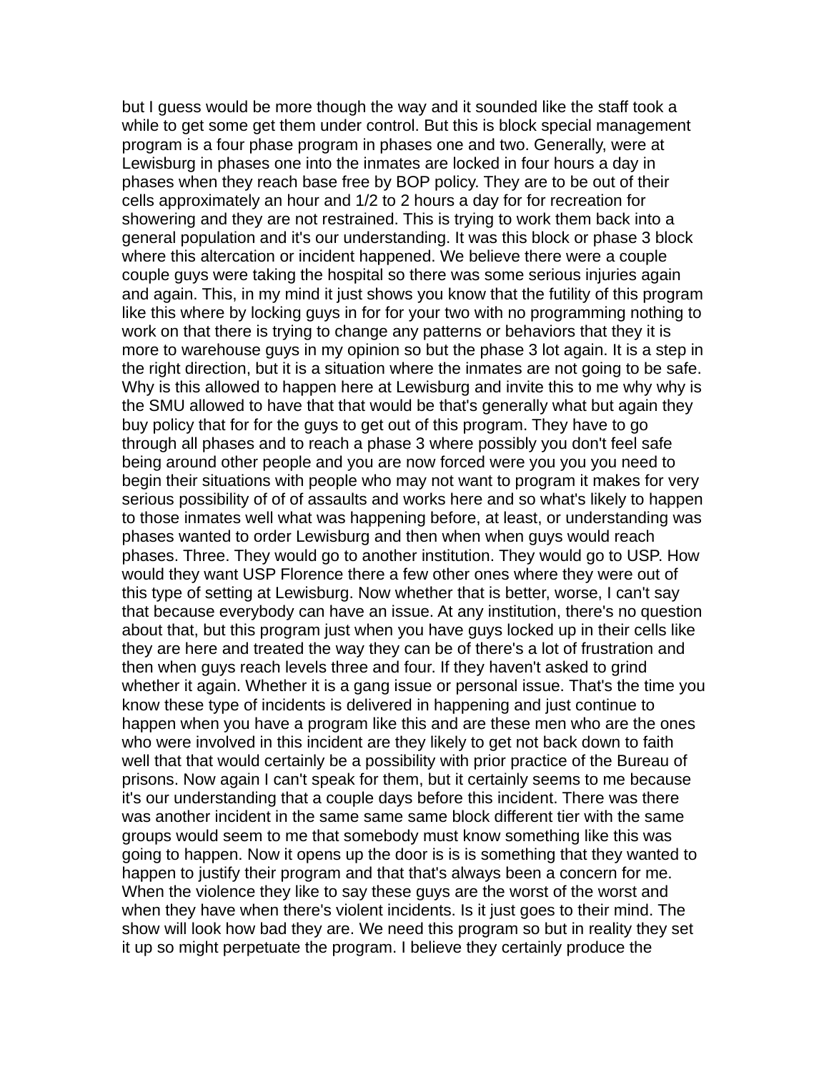but I guess would be more though the way and it sounded like the staff took a while to get some get them under control. But this is block special management program is a four phase program in phases one and two. Generally, were at Lewisburg in phases one into the inmates are locked in four hours a day in phases when they reach base free by BOP policy. They are to be out of their cells approximately an hour and 1/2 to 2 hours a day for for recreation for showering and they are not restrained. This is trying to work them back into a general population and it's our understanding. It was this block or phase 3 block where this altercation or incident happened. We believe there were a couple couple guys were taking the hospital so there was some serious injuries again and again. This, in my mind it just shows you know that the futility of this program like this where by locking guys in for for your two with no programming nothing to work on that there is trying to change any patterns or behaviors that they it is more to warehouse guys in my opinion so but the phase 3 lot again. It is a step in the right direction, but it is a situation where the inmates are not going to be safe. Why is this allowed to happen here at Lewisburg and invite this to me why why is the SMU allowed to have that that would be that's generally what but again they buy policy that for for the guys to get out of this program. They have to go through all phases and to reach a phase 3 where possibly you don't feel safe being around other people and you are now forced were you you you need to begin their situations with people who may not want to program it makes for very serious possibility of of of assaults and works here and so what's likely to happen to those inmates well what was happening before, at least, or understanding was phases wanted to order Lewisburg and then when when guys would reach phases. Three. They would go to another institution. They would go to USP. How would they want USP Florence there a few other ones where they were out of this type of setting at Lewisburg. Now whether that is better, worse, I can't say that because everybody can have an issue. At any institution, there's no question about that, but this program just when you have guys locked up in their cells like they are here and treated the way they can be of there's a lot of frustration and then when guys reach levels three and four. If they haven't asked to grind whether it again. Whether it is a gang issue or personal issue. That's the time you know these type of incidents is delivered in happening and just continue to happen when you have a program like this and are these men who are the ones who were involved in this incident are they likely to get not back down to faith well that that would certainly be a possibility with prior practice of the Bureau of prisons. Now again I can't speak for them, but it certainly seems to me because it's our understanding that a couple days before this incident. There was there was another incident in the same same same block different tier with the same groups would seem to me that somebody must know something like this was going to happen. Now it opens up the door is is is something that they wanted to happen to justify their program and that that's always been a concern for me. When the violence they like to say these guys are the worst of the worst and when they have when there's violent incidents. Is it just goes to their mind. The show will look how bad they are. We need this program so but in reality they set it up so might perpetuate the program. I believe they certainly produce the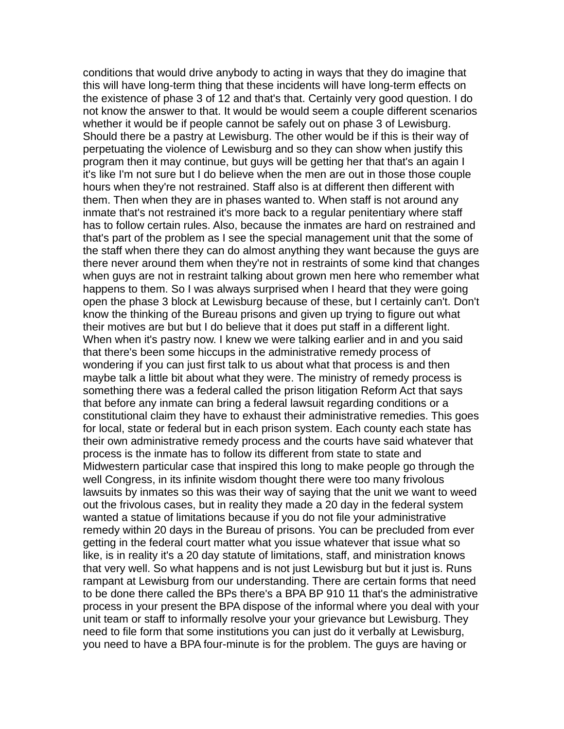conditions that would drive anybody to acting in ways that they do imagine that this will have long-term thing that these incidents will have long-term effects on the existence of phase 3 of 12 and that's that. Certainly very good question. I do not know the answer to that. It would be would seem a couple different scenarios whether it would be if people cannot be safely out on phase 3 of Lewisburg. Should there be a pastry at Lewisburg. The other would be if this is their way of perpetuating the violence of Lewisburg and so they can show when justify this program then it may continue, but guys will be getting her that that's an again I it's like I'm not sure but I do believe when the men are out in those those couple hours when they're not restrained. Staff also is at different then different with them. Then when they are in phases wanted to. When staff is not around any inmate that's not restrained it's more back to a regular penitentiary where staff has to follow certain rules. Also, because the inmates are hard on restrained and that's part of the problem as I see the special management unit that the some of the staff when there they can do almost anything they want because the guys are there never around them when they're not in restraints of some kind that changes when guys are not in restraint talking about grown men here who remember what happens to them. So I was always surprised when I heard that they were going open the phase 3 block at Lewisburg because of these, but I certainly can't. Don't know the thinking of the Bureau prisons and given up trying to figure out what their motives are but but I do believe that it does put staff in a different light. When when it's pastry now. I knew we were talking earlier and in and you said that there's been some hiccups in the administrative remedy process of wondering if you can just first talk to us about what that process is and then maybe talk a little bit about what they were. The ministry of remedy process is something there was a federal called the prison litigation Reform Act that says that before any inmate can bring a federal lawsuit regarding conditions or a constitutional claim they have to exhaust their administrative remedies. This goes for local, state or federal but in each prison system. Each county each state has their own administrative remedy process and the courts have said whatever that process is the inmate has to follow its different from state to state and Midwestern particular case that inspired this long to make people go through the well Congress, in its infinite wisdom thought there were too many frivolous lawsuits by inmates so this was their way of saying that the unit we want to weed out the frivolous cases, but in reality they made a 20 day in the federal system wanted a statue of limitations because if you do not file your administrative remedy within 20 days in the Bureau of prisons. You can be precluded from ever getting in the federal court matter what you issue whatever that issue what so like, is in reality it's a 20 day statute of limitations, staff, and ministration knows that very well. So what happens and is not just Lewisburg but but it just is. Runs rampant at Lewisburg from our understanding. There are certain forms that need to be done there called the BPs there's a BPA BP 910 11 that's the administrative process in your present the BPA dispose of the informal where you deal with your unit team or staff to informally resolve your your grievance but Lewisburg. They need to file form that some institutions you can just do it verbally at Lewisburg, you need to have a BPA four-minute is for the problem. The guys are having or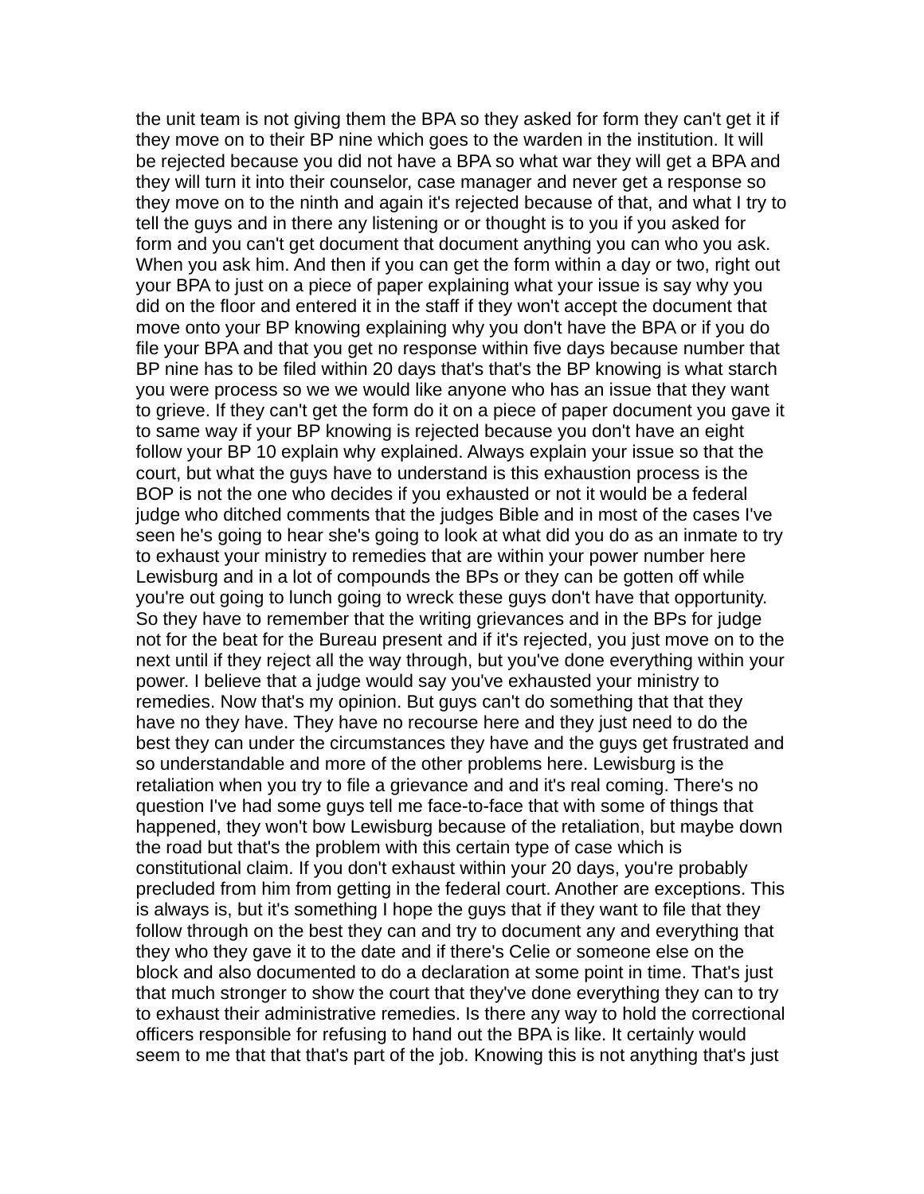the unit team is not giving them the BPA so they asked for form they can't get it if they move on to their BP nine which goes to the warden in the institution. It will be rejected because you did not have a BPA so what war they will get a BPA and they will turn it into their counselor, case manager and never get a response so they move on to the ninth and again it's rejected because of that, and what I try to tell the guys and in there any listening or or thought is to you if you asked for form and you can't get document that document anything you can who you ask. When you ask him. And then if you can get the form within a day or two, right out your BPA to just on a piece of paper explaining what your issue is say why you did on the floor and entered it in the staff if they won't accept the document that move onto your BP knowing explaining why you don't have the BPA or if you do file your BPA and that you get no response within five days because number that BP nine has to be filed within 20 days that's that's the BP knowing is what starch you were process so we we would like anyone who has an issue that they want to grieve. If they can't get the form do it on a piece of paper document you gave it to same way if your BP knowing is rejected because you don't have an eight follow your BP 10 explain why explained. Always explain your issue so that the court, but what the guys have to understand is this exhaustion process is the BOP is not the one who decides if you exhausted or not it would be a federal judge who ditched comments that the judges Bible and in most of the cases I've seen he's going to hear she's going to look at what did you do as an inmate to try to exhaust your ministry to remedies that are within your power number here Lewisburg and in a lot of compounds the BPs or they can be gotten off while you're out going to lunch going to wreck these guys don't have that opportunity. So they have to remember that the writing grievances and in the BPs for judge not for the beat for the Bureau present and if it's rejected, you just move on to the next until if they reject all the way through, but you've done everything within your power. I believe that a judge would say you've exhausted your ministry to remedies. Now that's my opinion. But guys can't do something that that they have no they have. They have no recourse here and they just need to do the best they can under the circumstances they have and the guys get frustrated and so understandable and more of the other problems here. Lewisburg is the retaliation when you try to file a grievance and and it's real coming. There's no question I've had some guys tell me face-to-face that with some of things that happened, they won't bow Lewisburg because of the retaliation, but maybe down the road but that's the problem with this certain type of case which is constitutional claim. If you don't exhaust within your 20 days, you're probably precluded from him from getting in the federal court. Another are exceptions. This is always is, but it's something I hope the guys that if they want to file that they follow through on the best they can and try to document any and everything that they who they gave it to the date and if there's Celie or someone else on the block and also documented to do a declaration at some point in time. That's just that much stronger to show the court that they've done everything they can to try to exhaust their administrative remedies. Is there any way to hold the correctional officers responsible for refusing to hand out the BPA is like. It certainly would seem to me that that that's part of the job. Knowing this is not anything that's just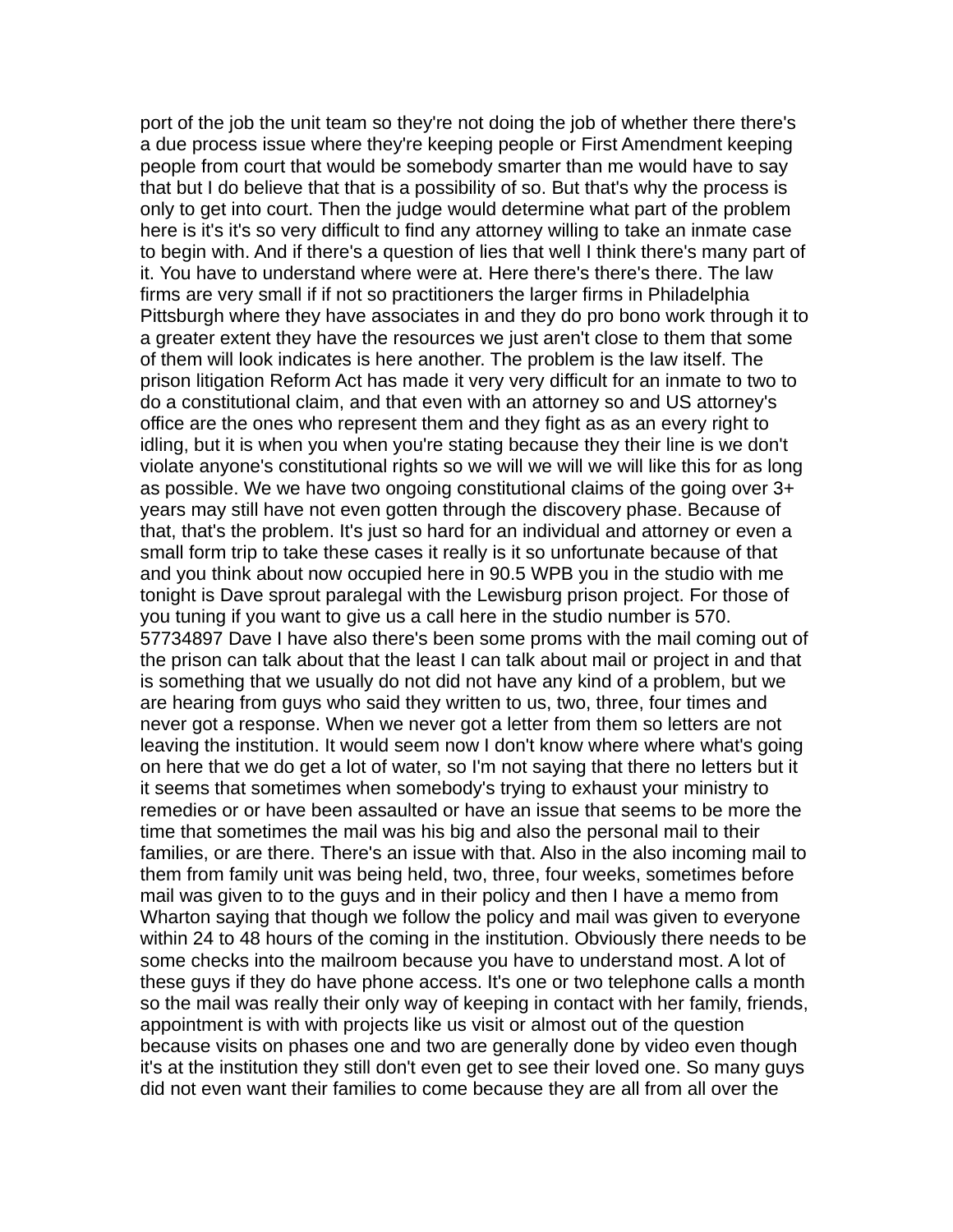port of the job the unit team so they're not doing the job of whether there there's a due process issue where they're keeping people or First Amendment keeping people from court that would be somebody smarter than me would have to say that but I do believe that that is a possibility of so. But that's why the process is only to get into court. Then the judge would determine what part of the problem here is it's it's so very difficult to find any attorney willing to take an inmate case to begin with. And if there's a question of lies that well I think there's many part of it. You have to understand where were at. Here there's there's there. The law firms are very small if if not so practitioners the larger firms in Philadelphia Pittsburgh where they have associates in and they do pro bono work through it to a greater extent they have the resources we just aren't close to them that some of them will look indicates is here another. The problem is the law itself. The prison litigation Reform Act has made it very very difficult for an inmate to two to do a constitutional claim, and that even with an attorney so and US attorney's office are the ones who represent them and they fight as as an every right to idling, but it is when you when you're stating because they their line is we don't violate anyone's constitutional rights so we will we will we will like this for as long as possible. We we have two ongoing constitutional claims of the going over 3+ years may still have not even gotten through the discovery phase. Because of that, that's the problem. It's just so hard for an individual and attorney or even a small form trip to take these cases it really is it so unfortunate because of that and you think about now occupied here in 90.5 WPB you in the studio with me tonight is Dave sprout paralegal with the Lewisburg prison project. For those of you tuning if you want to give us a call here in the studio number is 570. 57734897 Dave I have also there's been some proms with the mail coming out of the prison can talk about that the least I can talk about mail or project in and that is something that we usually do not did not have any kind of a problem, but we are hearing from guys who said they written to us, two, three, four times and never got a response. When we never got a letter from them so letters are not leaving the institution. It would seem now I don't know where where what's going on here that we do get a lot of water, so I'm not saying that there no letters but it it seems that sometimes when somebody's trying to exhaust your ministry to remedies or or have been assaulted or have an issue that seems to be more the time that sometimes the mail was his big and also the personal mail to their families, or are there. There's an issue with that. Also in the also incoming mail to them from family unit was being held, two, three, four weeks, sometimes before mail was given to to the guys and in their policy and then I have a memo from Wharton saying that though we follow the policy and mail was given to everyone within 24 to 48 hours of the coming in the institution. Obviously there needs to be some checks into the mailroom because you have to understand most. A lot of these guys if they do have phone access. It's one or two telephone calls a month so the mail was really their only way of keeping in contact with her family, friends, appointment is with with projects like us visit or almost out of the question because visits on phases one and two are generally done by video even though it's at the institution they still don't even get to see their loved one. So many guys did not even want their families to come because they are all from all over the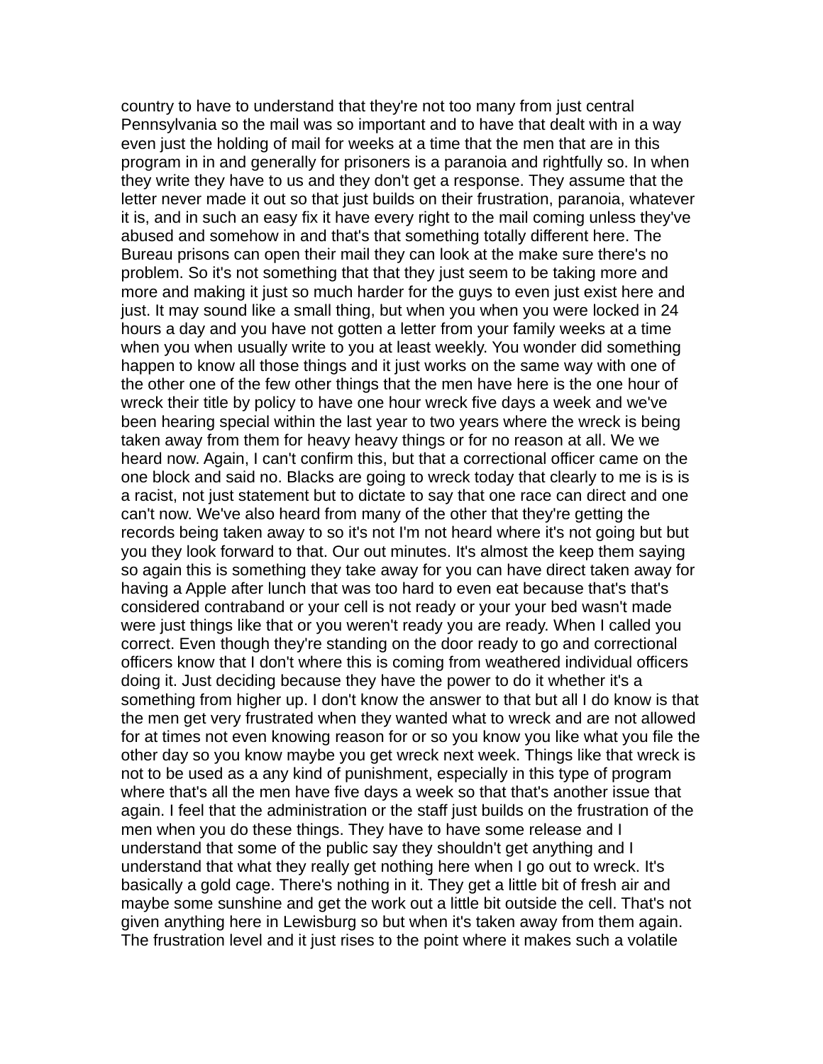country to have to understand that they're not too many from just central Pennsylvania so the mail was so important and to have that dealt with in a way even just the holding of mail for weeks at a time that the men that are in this program in in and generally for prisoners is a paranoia and rightfully so. In when they write they have to us and they don't get a response. They assume that the letter never made it out so that just builds on their frustration, paranoia, whatever it is, and in such an easy fix it have every right to the mail coming unless they've abused and somehow in and that's that something totally different here. The Bureau prisons can open their mail they can look at the make sure there's no problem. So it's not something that that they just seem to be taking more and more and making it just so much harder for the guys to even just exist here and just. It may sound like a small thing, but when you when you were locked in 24 hours a day and you have not gotten a letter from your family weeks at a time when you when usually write to you at least weekly. You wonder did something happen to know all those things and it just works on the same way with one of the other one of the few other things that the men have here is the one hour of wreck their title by policy to have one hour wreck five days a week and we've been hearing special within the last year to two years where the wreck is being taken away from them for heavy heavy things or for no reason at all. We we heard now. Again, I can't confirm this, but that a correctional officer came on the one block and said no. Blacks are going to wreck today that clearly to me is is is a racist, not just statement but to dictate to say that one race can direct and one can't now. We've also heard from many of the other that they're getting the records being taken away to so it's not I'm not heard where it's not going but but you they look forward to that. Our out minutes. It's almost the keep them saying so again this is something they take away for you can have direct taken away for having a Apple after lunch that was too hard to even eat because that's that's considered contraband or your cell is not ready or your your bed wasn't made were just things like that or you weren't ready you are ready. When I called you correct. Even though they're standing on the door ready to go and correctional officers know that I don't where this is coming from weathered individual officers doing it. Just deciding because they have the power to do it whether it's a something from higher up. I don't know the answer to that but all I do know is that the men get very frustrated when they wanted what to wreck and are not allowed for at times not even knowing reason for or so you know you like what you file the other day so you know maybe you get wreck next week. Things like that wreck is not to be used as a any kind of punishment, especially in this type of program where that's all the men have five days a week so that that's another issue that again. I feel that the administration or the staff just builds on the frustration of the men when you do these things. They have to have some release and I understand that some of the public say they shouldn't get anything and I understand that what they really get nothing here when I go out to wreck. It's basically a gold cage. There's nothing in it. They get a little bit of fresh air and maybe some sunshine and get the work out a little bit outside the cell. That's not given anything here in Lewisburg so but when it's taken away from them again. The frustration level and it just rises to the point where it makes such a volatile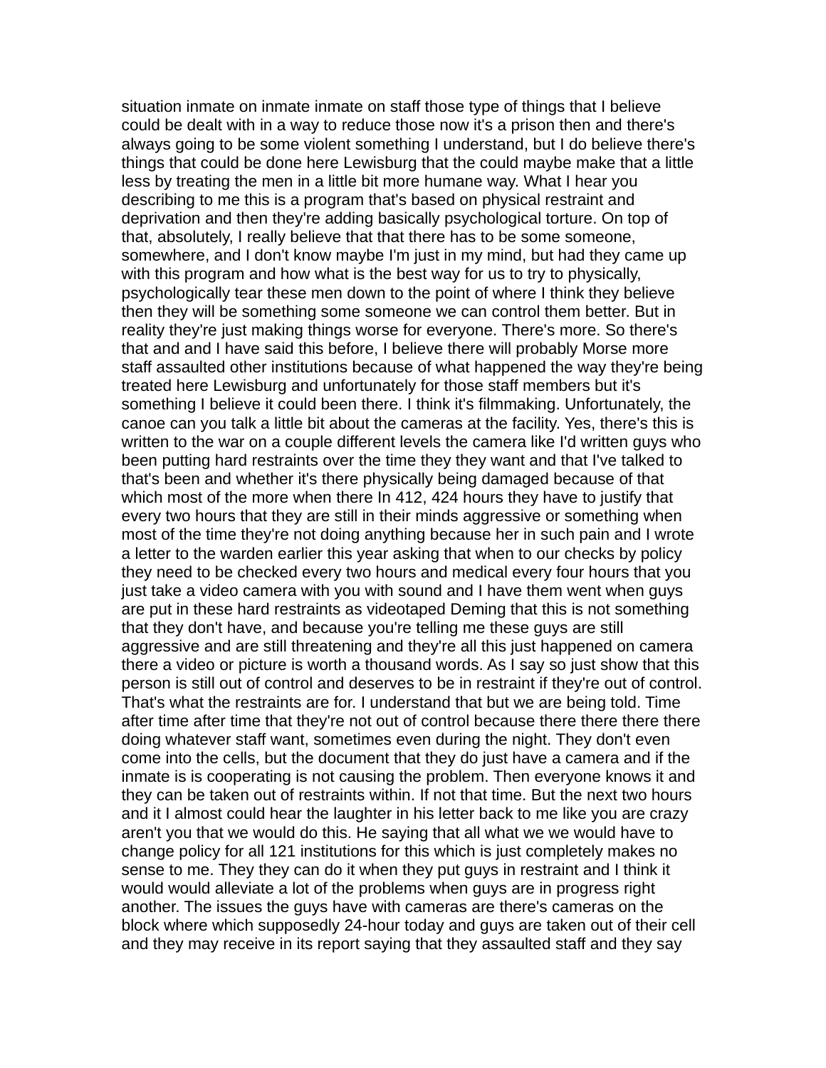situation inmate on inmate inmate on staff those type of things that I believe could be dealt with in a way to reduce those now it's a prison then and there's always going to be some violent something I understand, but I do believe there's things that could be done here Lewisburg that the could maybe make that a little less by treating the men in a little bit more humane way. What I hear you describing to me this is a program that's based on physical restraint and deprivation and then they're adding basically psychological torture. On top of that, absolutely, I really believe that that there has to be some someone, somewhere, and I don't know maybe I'm just in my mind, but had they came up with this program and how what is the best way for us to try to physically, psychologically tear these men down to the point of where I think they believe then they will be something some someone we can control them better. But in reality they're just making things worse for everyone. There's more. So there's that and and I have said this before, I believe there will probably Morse more staff assaulted other institutions because of what happened the way they're being treated here Lewisburg and unfortunately for those staff members but it's something I believe it could been there. I think it's filmmaking. Unfortunately, the canoe can you talk a little bit about the cameras at the facility. Yes, there's this is written to the war on a couple different levels the camera like I'd written guys who been putting hard restraints over the time they they want and that I've talked to that's been and whether it's there physically being damaged because of that which most of the more when there In 412, 424 hours they have to justify that every two hours that they are still in their minds aggressive or something when most of the time they're not doing anything because her in such pain and I wrote a letter to the warden earlier this year asking that when to our checks by policy they need to be checked every two hours and medical every four hours that you just take a video camera with you with sound and I have them went when guys are put in these hard restraints as videotaped Deming that this is not something that they don't have, and because you're telling me these guys are still aggressive and are still threatening and they're all this just happened on camera there a video or picture is worth a thousand words. As I say so just show that this person is still out of control and deserves to be in restraint if they're out of control. That's what the restraints are for. I understand that but we are being told. Time after time after time that they're not out of control because there there there there doing whatever staff want, sometimes even during the night. They don't even come into the cells, but the document that they do just have a camera and if the inmate is is cooperating is not causing the problem. Then everyone knows it and they can be taken out of restraints within. If not that time. But the next two hours and it I almost could hear the laughter in his letter back to me like you are crazy aren't you that we would do this. He saying that all what we we would have to change policy for all 121 institutions for this which is just completely makes no sense to me. They they can do it when they put guys in restraint and I think it would would alleviate a lot of the problems when guys are in progress right another. The issues the guys have with cameras are there's cameras on the block where which supposedly 24-hour today and guys are taken out of their cell and they may receive in its report saying that they assaulted staff and they say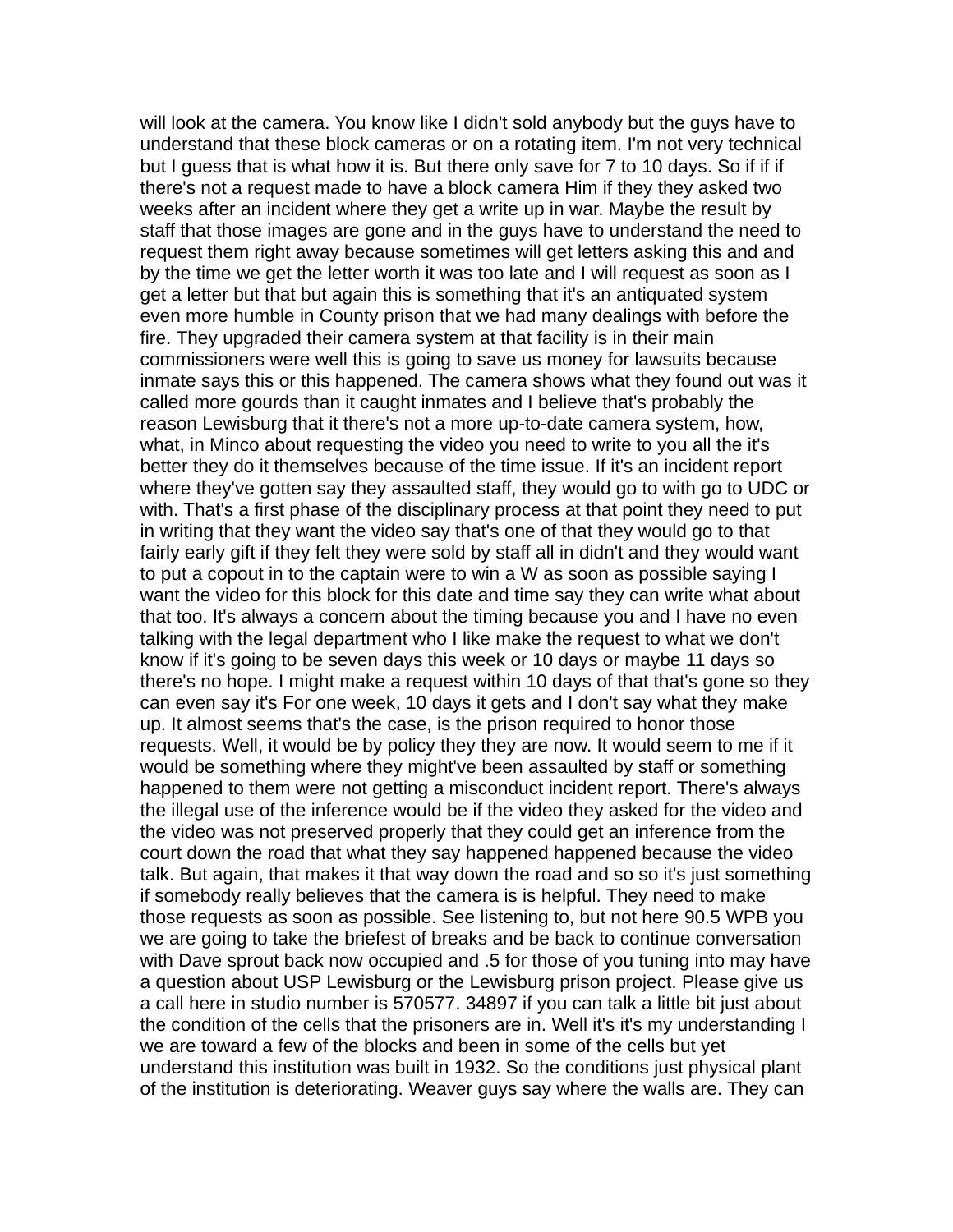will look at the camera. You know like I didn't sold anybody but the guys have to understand that these block cameras or on a rotating item. I'm not very technical but I guess that is what how it is. But there only save for 7 to 10 days. So if if if there's not a request made to have a block camera Him if they they asked two weeks after an incident where they get a write up in war. Maybe the result by staff that those images are gone and in the guys have to understand the need to request them right away because sometimes will get letters asking this and and by the time we get the letter worth it was too late and I will request as soon as I get a letter but that but again this is something that it's an antiquated system even more humble in County prison that we had many dealings with before the fire. They upgraded their camera system at that facility is in their main commissioners were well this is going to save us money for lawsuits because inmate says this or this happened. The camera shows what they found out was it called more gourds than it caught inmates and I believe that's probably the reason Lewisburg that it there's not a more up-to-date camera system, how, what, in Minco about requesting the video you need to write to you all the it's better they do it themselves because of the time issue. If it's an incident report where they've gotten say they assaulted staff, they would go to with go to UDC or with. That's a first phase of the disciplinary process at that point they need to put in writing that they want the video say that's one of that they would go to that fairly early gift if they felt they were sold by staff all in didn't and they would want to put a copout in to the captain were to win a W as soon as possible saying I want the video for this block for this date and time say they can write what about that too. It's always a concern about the timing because you and I have no even talking with the legal department who I like make the request to what we don't know if it's going to be seven days this week or 10 days or maybe 11 days so there's no hope. I might make a request within 10 days of that that's gone so they can even say it's For one week, 10 days it gets and I don't say what they make up. It almost seems that's the case, is the prison required to honor those requests. Well, it would be by policy they they are now. It would seem to me if it would be something where they might've been assaulted by staff or something happened to them were not getting a misconduct incident report. There's always the illegal use of the inference would be if the video they asked for the video and the video was not preserved properly that they could get an inference from the court down the road that what they say happened happened because the video talk. But again, that makes it that way down the road and so so it's just something if somebody really believes that the camera is is helpful. They need to make those requests as soon as possible. See listening to, but not here 90.5 WPB you we are going to take the briefest of breaks and be back to continue conversation with Dave sprout back now occupied and .5 for those of you tuning into may have a question about USP Lewisburg or the Lewisburg prison project. Please give us a call here in studio number is 570577. 34897 if you can talk a little bit just about the condition of the cells that the prisoners are in. Well it's it's my understanding I we are toward a few of the blocks and been in some of the cells but yet understand this institution was built in 1932. So the conditions just physical plant of the institution is deteriorating. Weaver guys say where the walls are. They can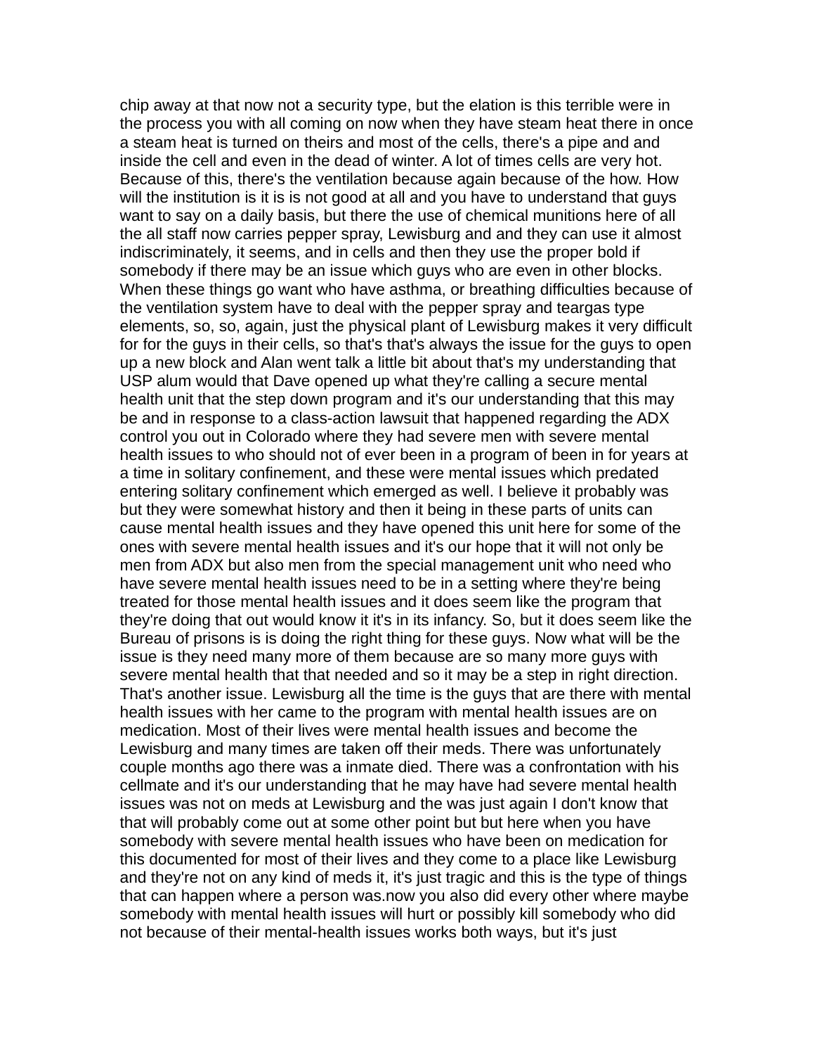chip away at that now not a security type, but the elation is this terrible were in the process you with all coming on now when they have steam heat there in once a steam heat is turned on theirs and most of the cells, there's a pipe and and inside the cell and even in the dead of winter. A lot of times cells are very hot. Because of this, there's the ventilation because again because of the how. How will the institution is it is is not good at all and you have to understand that guys want to say on a daily basis, but there the use of chemical munitions here of all the all staff now carries pepper spray, Lewisburg and and they can use it almost indiscriminately, it seems, and in cells and then they use the proper bold if somebody if there may be an issue which guys who are even in other blocks. When these things go want who have asthma, or breathing difficulties because of the ventilation system have to deal with the pepper spray and teargas type elements, so, so, again, just the physical plant of Lewisburg makes it very difficult for for the guys in their cells, so that's that's always the issue for the guys to open up a new block and Alan went talk a little bit about that's my understanding that USP alum would that Dave opened up what they're calling a secure mental health unit that the step down program and it's our understanding that this may be and in response to a class-action lawsuit that happened regarding the ADX control you out in Colorado where they had severe men with severe mental health issues to who should not of ever been in a program of been in for years at a time in solitary confinement, and these were mental issues which predated entering solitary confinement which emerged as well. I believe it probably was but they were somewhat history and then it being in these parts of units can cause mental health issues and they have opened this unit here for some of the ones with severe mental health issues and it's our hope that it will not only be men from ADX but also men from the special management unit who need who have severe mental health issues need to be in a setting where they're being treated for those mental health issues and it does seem like the program that they're doing that out would know it it's in its infancy. So, but it does seem like the Bureau of prisons is is doing the right thing for these guys. Now what will be the issue is they need many more of them because are so many more guys with severe mental health that that needed and so it may be a step in right direction. That's another issue. Lewisburg all the time is the guys that are there with mental health issues with her came to the program with mental health issues are on medication. Most of their lives were mental health issues and become the Lewisburg and many times are taken off their meds. There was unfortunately couple months ago there was a inmate died. There was a confrontation with his cellmate and it's our understanding that he may have had severe mental health issues was not on meds at Lewisburg and the was just again I don't know that that will probably come out at some other point but but here when you have somebody with severe mental health issues who have been on medication for this documented for most of their lives and they come to a place like Lewisburg and they're not on any kind of meds it, it's just tragic and this is the type of things that can happen where a person was.now you also did every other where maybe somebody with mental health issues will hurt or possibly kill somebody who did not because of their mental-health issues works both ways, but it's just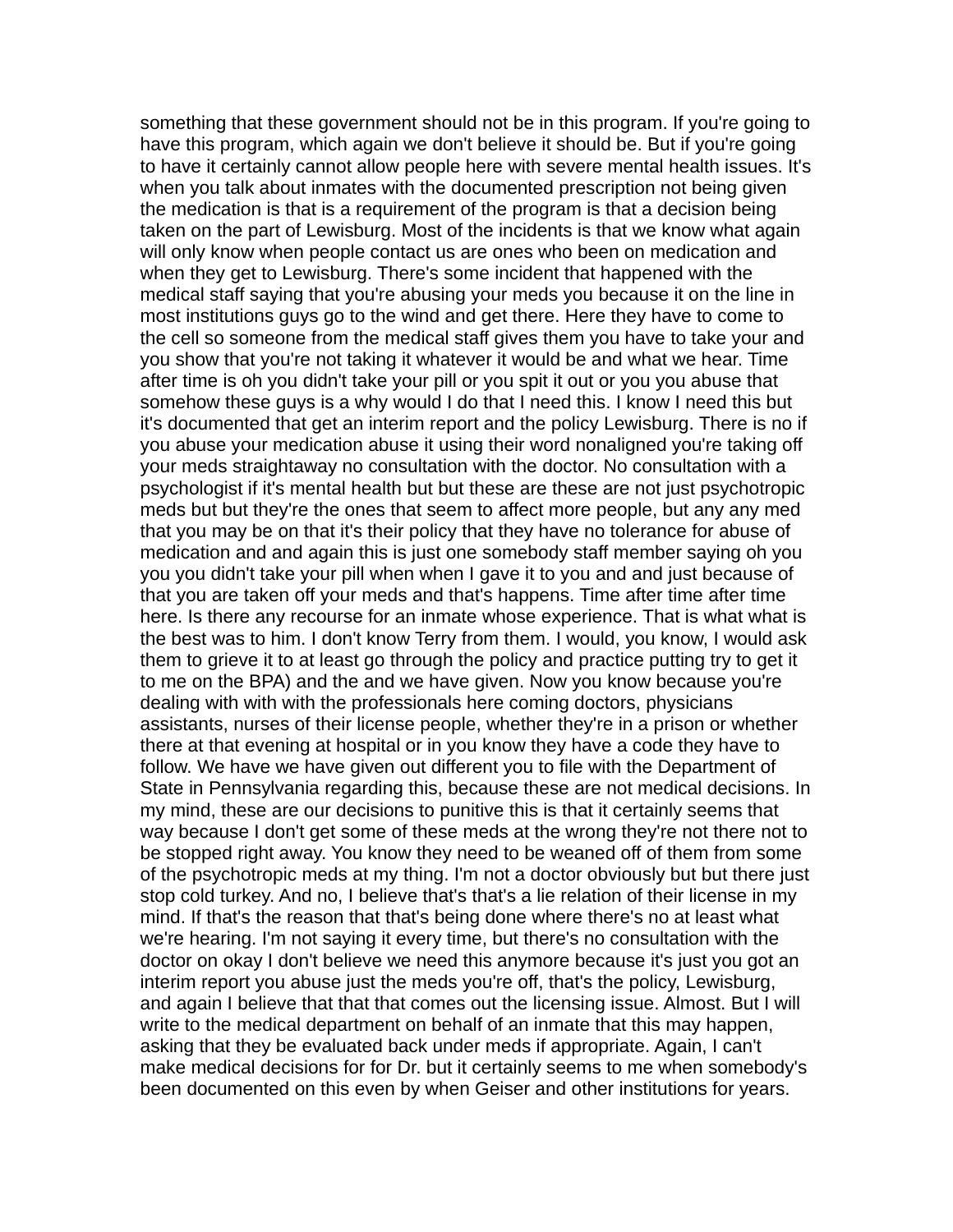something that these government should not be in this program. If you're going to have this program, which again we don't believe it should be. But if you're going to have it certainly cannot allow people here with severe mental health issues. It's when you talk about inmates with the documented prescription not being given the medication is that is a requirement of the program is that a decision being taken on the part of Lewisburg. Most of the incidents is that we know what again will only know when people contact us are ones who been on medication and when they get to Lewisburg. There's some incident that happened with the medical staff saying that you're abusing your meds you because it on the line in most institutions guys go to the wind and get there. Here they have to come to the cell so someone from the medical staff gives them you have to take your and you show that you're not taking it whatever it would be and what we hear. Time after time is oh you didn't take your pill or you spit it out or you you abuse that somehow these guys is a why would I do that I need this. I know I need this but it's documented that get an interim report and the policy Lewisburg. There is no if you abuse your medication abuse it using their word nonaligned you're taking off your meds straightaway no consultation with the doctor. No consultation with a psychologist if it's mental health but but these are these are not just psychotropic meds but but they're the ones that seem to affect more people, but any any med that you may be on that it's their policy that they have no tolerance for abuse of medication and and again this is just one somebody staff member saying oh you you you didn't take your pill when when I gave it to you and and just because of that you are taken off your meds and that's happens. Time after time after time here. Is there any recourse for an inmate whose experience. That is what what is the best was to him. I don't know Terry from them. I would, you know, I would ask them to grieve it to at least go through the policy and practice putting try to get it to me on the BPA) and the and we have given. Now you know because you're dealing with with with the professionals here coming doctors, physicians assistants, nurses of their license people, whether they're in a prison or whether there at that evening at hospital or in you know they have a code they have to follow. We have we have given out different you to file with the Department of State in Pennsylvania regarding this, because these are not medical decisions. In my mind, these are our decisions to punitive this is that it certainly seems that way because I don't get some of these meds at the wrong they're not there not to be stopped right away. You know they need to be weaned off of them from some of the psychotropic meds at my thing. I'm not a doctor obviously but but there just stop cold turkey. And no, I believe that's that's a lie relation of their license in my mind. If that's the reason that that's being done where there's no at least what we're hearing. I'm not saying it every time, but there's no consultation with the doctor on okay I don't believe we need this anymore because it's just you got an interim report you abuse just the meds you're off, that's the policy, Lewisburg, and again I believe that that that comes out the licensing issue. Almost. But I will write to the medical department on behalf of an inmate that this may happen, asking that they be evaluated back under meds if appropriate. Again, I can't make medical decisions for for Dr. but it certainly seems to me when somebody's been documented on this even by when Geiser and other institutions for years.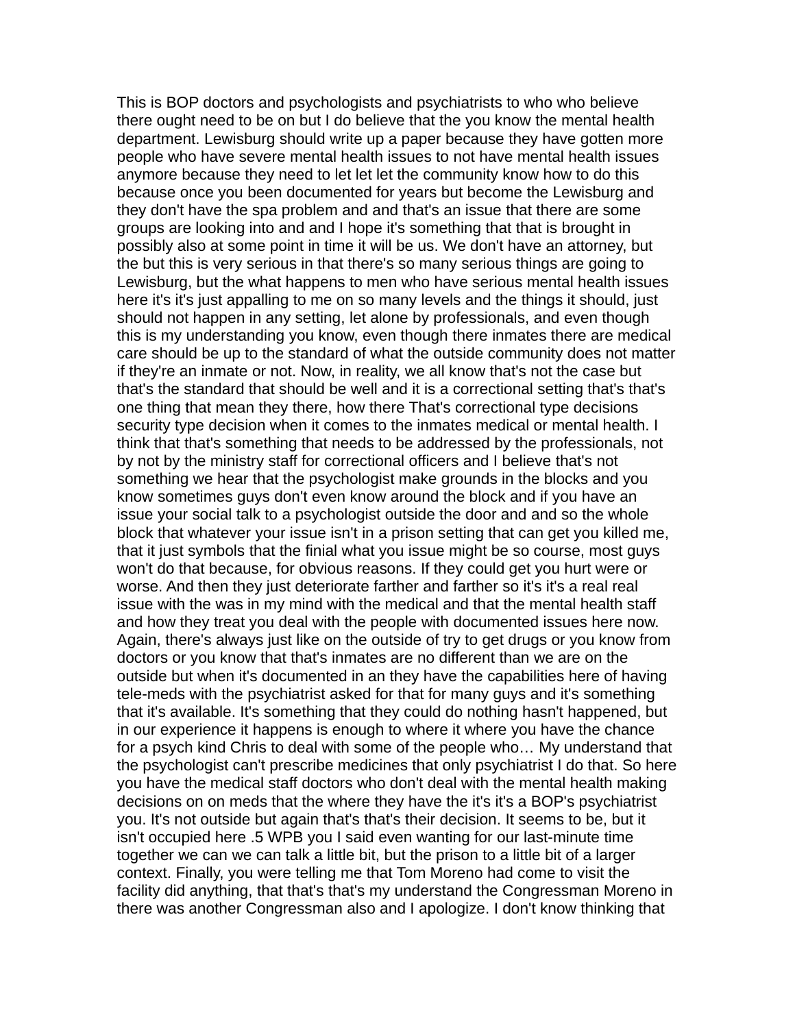This is BOP doctors and psychologists and psychiatrists to who who believe there ought need to be on but I do believe that the you know the mental health department. Lewisburg should write up a paper because they have gotten more people who have severe mental health issues to not have mental health issues anymore because they need to let let let the community know how to do this because once you been documented for years but become the Lewisburg and they don't have the spa problem and and that's an issue that there are some groups are looking into and and I hope it's something that that is brought in possibly also at some point in time it will be us. We don't have an attorney, but the but this is very serious in that there's so many serious things are going to Lewisburg, but the what happens to men who have serious mental health issues here it's it's just appalling to me on so many levels and the things it should, just should not happen in any setting, let alone by professionals, and even though this is my understanding you know, even though there inmates there are medical care should be up to the standard of what the outside community does not matter if they're an inmate or not. Now, in reality, we all know that's not the case but that's the standard that should be well and it is a correctional setting that's that's one thing that mean they there, how there That's correctional type decisions security type decision when it comes to the inmates medical or mental health. I think that that's something that needs to be addressed by the professionals, not by not by the ministry staff for correctional officers and I believe that's not something we hear that the psychologist make grounds in the blocks and you know sometimes guys don't even know around the block and if you have an issue your social talk to a psychologist outside the door and and so the whole block that whatever your issue isn't in a prison setting that can get you killed me, that it just symbols that the finial what you issue might be so course, most guys won't do that because, for obvious reasons. If they could get you hurt were or worse. And then they just deteriorate farther and farther so it's it's a real real issue with the was in my mind with the medical and that the mental health staff and how they treat you deal with the people with documented issues here now. Again, there's always just like on the outside of try to get drugs or you know from doctors or you know that that's inmates are no different than we are on the outside but when it's documented in an they have the capabilities here of having tele-meds with the psychiatrist asked for that for many guys and it's something that it's available. It's something that they could do nothing hasn't happened, but in our experience it happens is enough to where it where you have the chance for a psych kind Chris to deal with some of the people who… My understand that the psychologist can't prescribe medicines that only psychiatrist I do that. So here you have the medical staff doctors who don't deal with the mental health making decisions on on meds that the where they have the it's it's a BOP's psychiatrist you. It's not outside but again that's that's their decision. It seems to be, but it isn't occupied here .5 WPB you I said even wanting for our last-minute time together we can we can talk a little bit, but the prison to a little bit of a larger context. Finally, you were telling me that Tom Moreno had come to visit the facility did anything, that that's that's my understand the Congressman Moreno in there was another Congressman also and I apologize. I don't know thinking that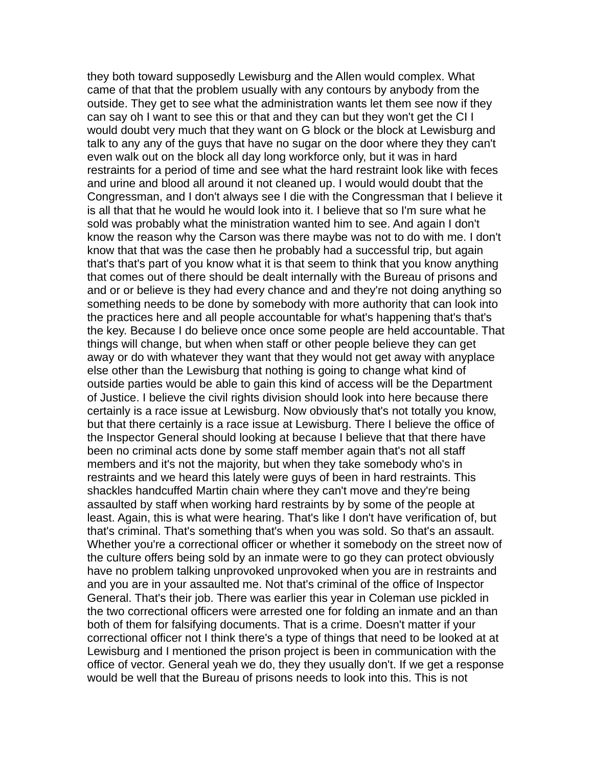they both toward supposedly Lewisburg and the Allen would complex. What came of that that the problem usually with any contours by anybody from the outside. They get to see what the administration wants let them see now if they can say oh I want to see this or that and they can but they won't get the CI I would doubt very much that they want on G block or the block at Lewisburg and talk to any any of the guys that have no sugar on the door where they they can't even walk out on the block all day long workforce only, but it was in hard restraints for a period of time and see what the hard restraint look like with feces and urine and blood all around it not cleaned up. I would would doubt that the Congressman, and I don't always see I die with the Congressman that I believe it is all that that he would he would look into it. I believe that so I'm sure what he sold was probably what the ministration wanted him to see. And again I don't know the reason why the Carson was there maybe was not to do with me. I don't know that that was the case then he probably had a successful trip, but again that's that's part of you know what it is that seem to think that you know anything that comes out of there should be dealt internally with the Bureau of prisons and and or or believe is they had every chance and and they're not doing anything so something needs to be done by somebody with more authority that can look into the practices here and all people accountable for what's happening that's that's the key. Because I do believe once once some people are held accountable. That things will change, but when when staff or other people believe they can get away or do with whatever they want that they would not get away with anyplace else other than the Lewisburg that nothing is going to change what kind of outside parties would be able to gain this kind of access will be the Department of Justice. I believe the civil rights division should look into here because there certainly is a race issue at Lewisburg. Now obviously that's not totally you know, but that there certainly is a race issue at Lewisburg. There I believe the office of the Inspector General should looking at because I believe that that there have been no criminal acts done by some staff member again that's not all staff members and it's not the majority, but when they take somebody who's in restraints and we heard this lately were guys of been in hard restraints. This shackles handcuffed Martin chain where they can't move and they're being assaulted by staff when working hard restraints by by some of the people at least. Again, this is what were hearing. That's like I don't have verification of, but that's criminal. That's something that's when you was sold. So that's an assault. Whether you're a correctional officer or whether it somebody on the street now of the culture offers being sold by an inmate were to go they can protect obviously have no problem talking unprovoked unprovoked when you are in restraints and and you are in your assaulted me. Not that's criminal of the office of Inspector General. That's their job. There was earlier this year in Coleman use pickled in the two correctional officers were arrested one for folding an inmate and an than both of them for falsifying documents. That is a crime. Doesn't matter if your correctional officer not I think there's a type of things that need to be looked at at Lewisburg and I mentioned the prison project is been in communication with the office of vector. General yeah we do, they they usually don't. If we get a response would be well that the Bureau of prisons needs to look into this. This is not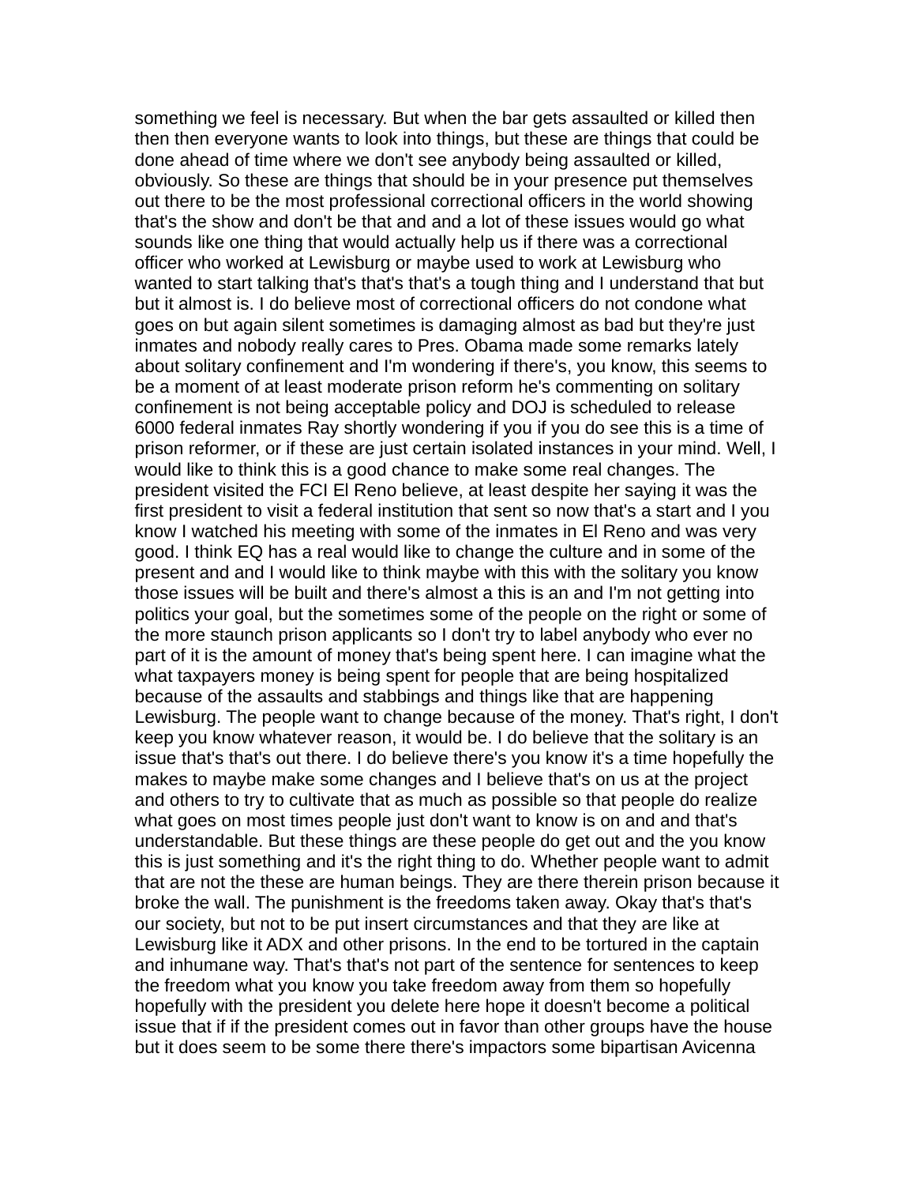something we feel is necessary. But when the bar gets assaulted or killed then then then everyone wants to look into things, but these are things that could be done ahead of time where we don't see anybody being assaulted or killed, obviously. So these are things that should be in your presence put themselves out there to be the most professional correctional officers in the world showing that's the show and don't be that and and a lot of these issues would go what sounds like one thing that would actually help us if there was a correctional officer who worked at Lewisburg or maybe used to work at Lewisburg who wanted to start talking that's that's that's a tough thing and I understand that but but it almost is. I do believe most of correctional officers do not condone what goes on but again silent sometimes is damaging almost as bad but they're just inmates and nobody really cares to Pres. Obama made some remarks lately about solitary confinement and I'm wondering if there's, you know, this seems to be a moment of at least moderate prison reform he's commenting on solitary confinement is not being acceptable policy and DOJ is scheduled to release 6000 federal inmates Ray shortly wondering if you if you do see this is a time of prison reformer, or if these are just certain isolated instances in your mind. Well, I would like to think this is a good chance to make some real changes. The president visited the FCI El Reno believe, at least despite her saying it was the first president to visit a federal institution that sent so now that's a start and I you know I watched his meeting with some of the inmates in El Reno and was very good. I think EQ has a real would like to change the culture and in some of the present and and I would like to think maybe with this with the solitary you know those issues will be built and there's almost a this is an and I'm not getting into politics your goal, but the sometimes some of the people on the right or some of the more staunch prison applicants so I don't try to label anybody who ever no part of it is the amount of money that's being spent here. I can imagine what the what taxpayers money is being spent for people that are being hospitalized because of the assaults and stabbings and things like that are happening Lewisburg. The people want to change because of the money. That's right, I don't keep you know whatever reason, it would be. I do believe that the solitary is an issue that's that's out there. I do believe there's you know it's a time hopefully the makes to maybe make some changes and I believe that's on us at the project and others to try to cultivate that as much as possible so that people do realize what goes on most times people just don't want to know is on and and that's understandable. But these things are these people do get out and the you know this is just something and it's the right thing to do. Whether people want to admit that are not the these are human beings. They are there therein prison because it broke the wall. The punishment is the freedoms taken away. Okay that's that's our society, but not to be put insert circumstances and that they are like at Lewisburg like it ADX and other prisons. In the end to be tortured in the captain and inhumane way. That's that's not part of the sentence for sentences to keep the freedom what you know you take freedom away from them so hopefully hopefully with the president you delete here hope it doesn't become a political issue that if if the president comes out in favor than other groups have the house but it does seem to be some there there's impactors some bipartisan Avicenna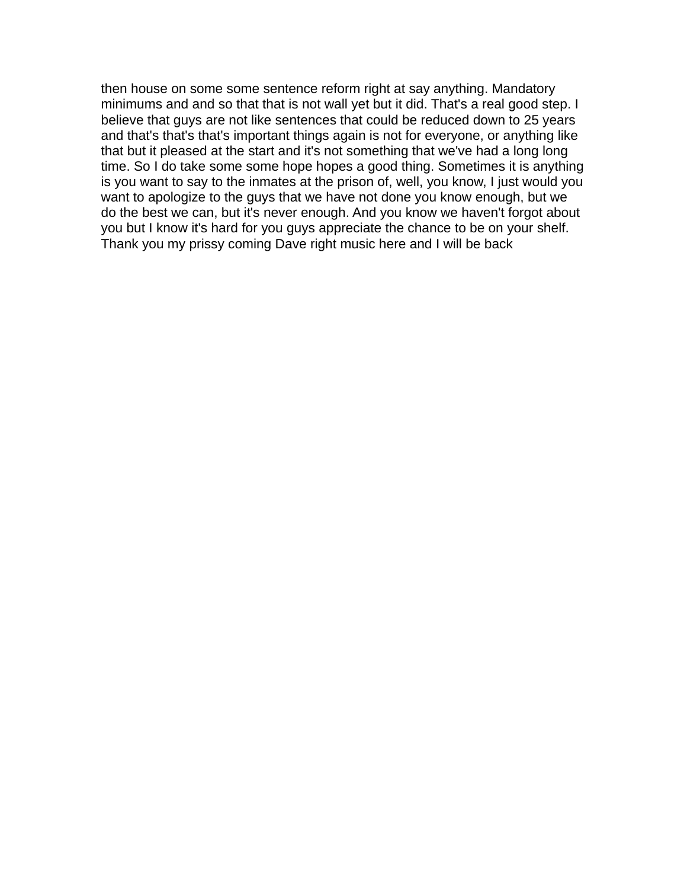then house on some some sentence reform right at say anything. Mandatory minimums and and so that that is not wall yet but it did. That's a real good step. I believe that guys are not like sentences that could be reduced down to 25 years and that's that's that's important things again is not for everyone, or anything like that but it pleased at the start and it's not something that we've had a long long time. So I do take some some hope hopes a good thing. Sometimes it is anything is you want to say to the inmates at the prison of, well, you know, I just would you want to apologize to the guys that we have not done you know enough, but we do the best we can, but it's never enough. And you know we haven't forgot about you but I know it's hard for you guys appreciate the chance to be on your shelf. Thank you my prissy coming Dave right music here and I will be back